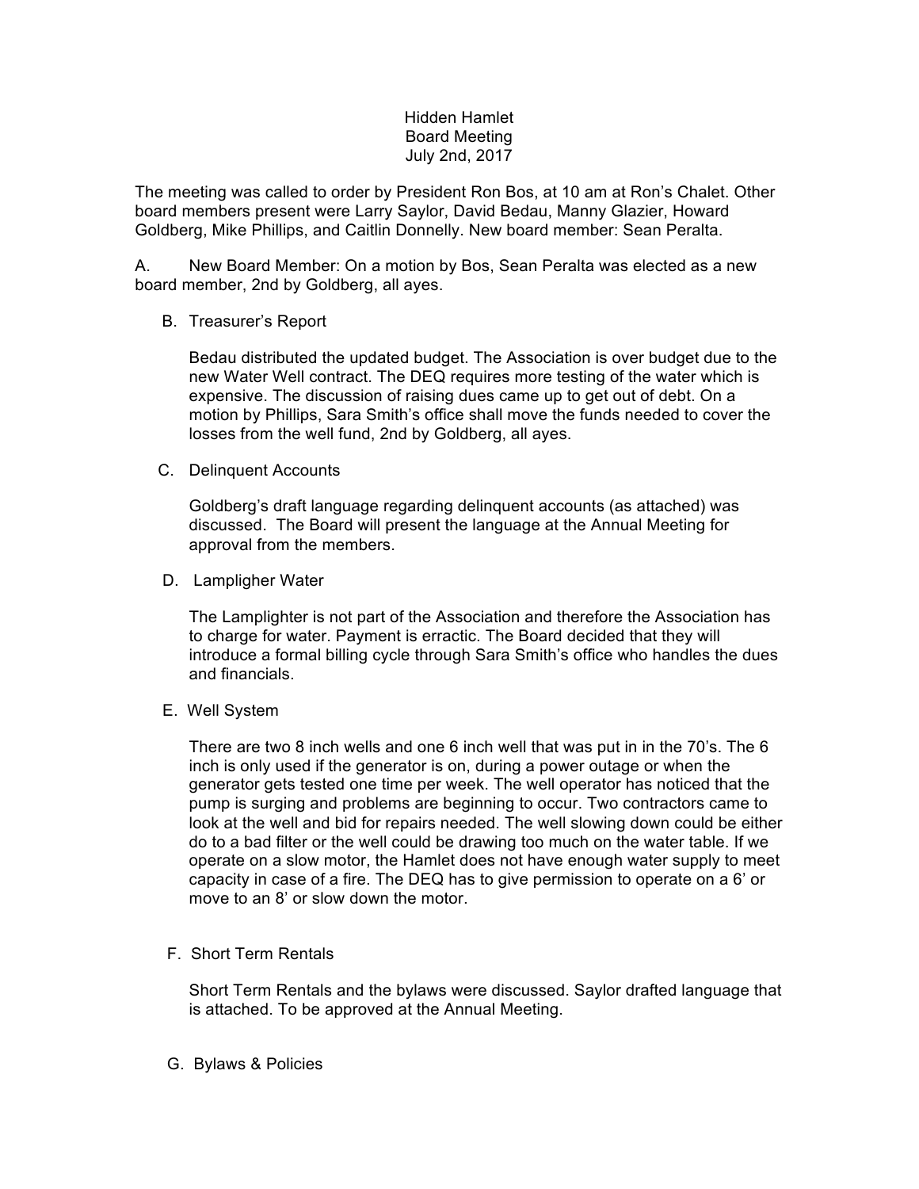Hidden Hamlet
Board Meeting
July 2nd, 2017

The meeting was called to order by President Ron Bos, at 10 am at Ron's Chalet. Other board members present were Larry Saylor, David Bedau, Manny Glazier, Howard Goldberg, Mike Phillips, and Caitlin Donnelly. New board member: Sean Peralta.

A. New Board Member: On a motion by Bos, Sean Peralta was elected as a new board member, 2nd by Goldberg, all ayes.

B. Treasurer's Report

Bedau distributed the updated budget. The Association is over budget due to the new Water Well contract. The DEQ requires more testing of the water which is expensive. The discussion of raising dues came up to get out of debt. On a motion by Phillips, Sara Smith's office shall move the funds needed to cover the losses from the well fund, 2nd by Goldberg, all ayes.

C. Delinquent Accounts

Goldberg's draft language regarding delinquent accounts (as attached) was discussed. The Board will present the language at the Annual Meeting for approval from the members.

D. Lampligher Water

The Lamplighter is not part of the Association and therefore the Association has to charge for water. Payment is erractic. The Board decided that they will introduce a formal billing cycle through Sara Smith's office who handles the dues and financials.

E. Well System

There are two 8 inch wells and one 6 inch well that was put in in the 70's. The 6 inch is only used if the generator is on, during a power outage or when the generator gets tested one time per week. The well operator has noticed that the pump is surging and problems are beginning to occur. Two contractors came to look at the well and bid for repairs needed. The well slowing down could be either do to a bad filter or the well could be drawing too much on the water table. If we operate on a slow motor, the Hamlet does not have enough water supply to meet capacity in case of a fire. The DEQ has to give permission to operate on a 6' or move to an 8' or slow down the motor.

F. Short Term Rentals

Short Term Rentals and the bylaws were discussed. Saylor drafted language that is attached. To be approved at the Annual Meeting.

G. Bylaws & Policies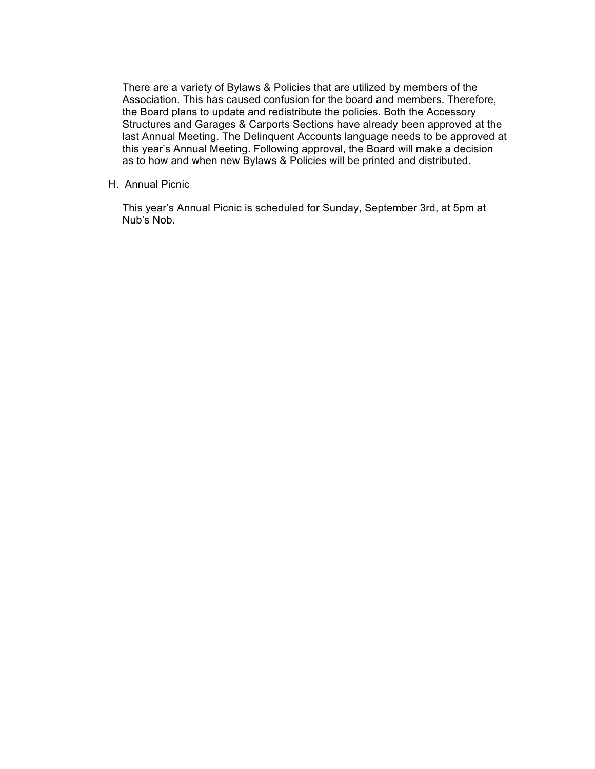There are a variety of Bylaws & Policies that are utilized by members of the Association. This has caused confusion for the board and members. Therefore, the Board plans to update and redistribute the policies. Both the Accessory Structures and Garages & Carports Sections have already been approved at the last Annual Meeting. The Delinquent Accounts language needs to be approved at this year's Annual Meeting. Following approval, the Board will make a decision as to how and when new Bylaws & Policies will be printed and distributed.

H. Annual Picnic

This year's Annual Picnic is scheduled for Sunday, September 3rd, at 5pm at Nub's Nob.